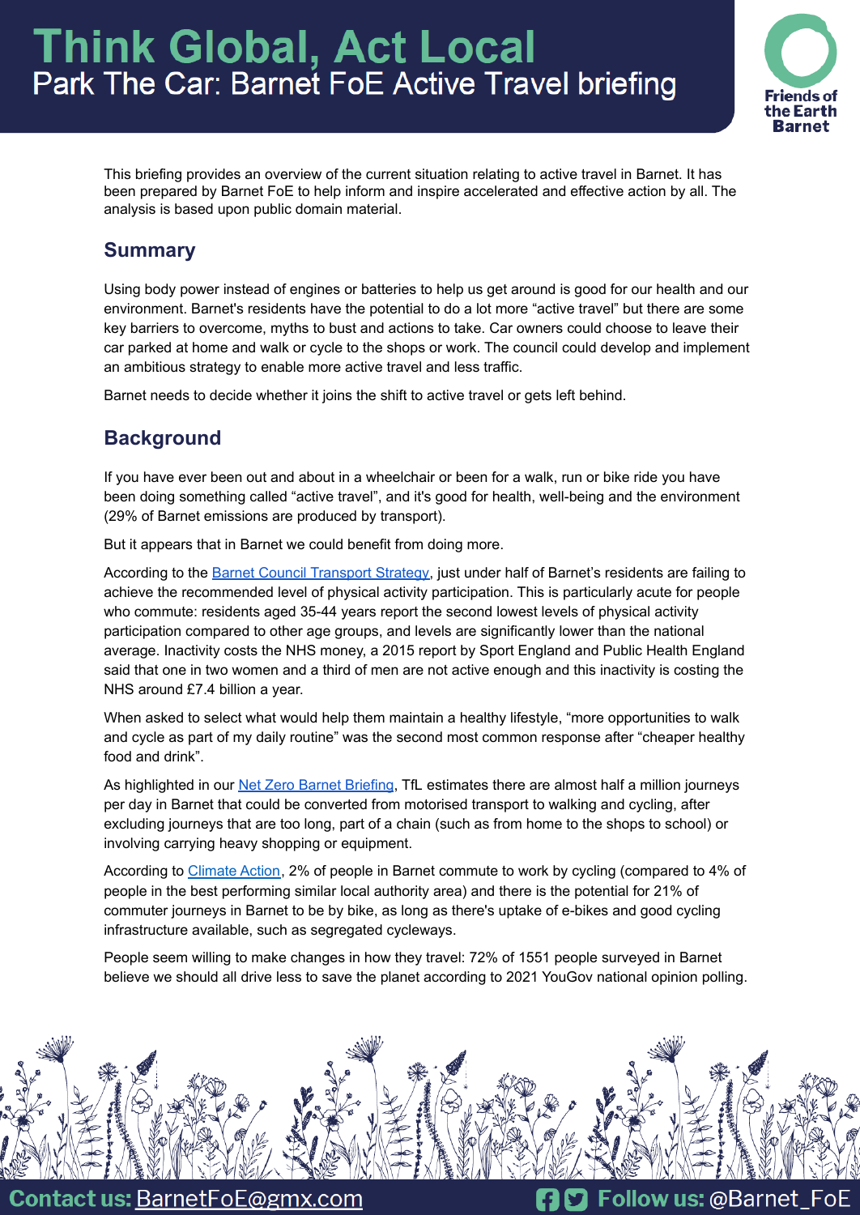# Think Global, Act Local

## Park The Car: Barnet FoE Active Travel briefing

This briefing provides an overview of the current situation relating to active travel in Barnet. It has been prepared by Barnet FoE to help inform and inspire accelerated and effective action by all. The analysis is based upon public domain material.

## Summary

Using body power instead of engines or batteries to help us get around is good for our health and our environment. Barnet's residents have the potential to do a lot more "active travel" but there are some key barriers to overcome, myths to bust and actions to take. Car owners could choose to leave their car parked at home and walk or cycle to the shops or work. The council could develop and implement an ambitious strategy to enable more active travel and less traffic.

Barnet needs to decide whether it joins the shift to active travel or gets left behind.

## Background

If you have ever been out and about in a wheelchair or been for a walk, run or bike ride you have been doing something called "active travel", and it's good for health, well-being and the environment (29% of Barnet emissions are produced by transport).

But it appears that in Barnet we could benefit from doing more.

According to the [Barnet Council Transport Strategy](), just under half of Barnet's residents are failing to achieve the recommended level of physical activity participation. This is particularly acute for people who commute: residents aged 35-44 years report the second lowest levels of physical activity participation compared to other age groups, and levels are significantly lower than the national average. Inactivity costs the NHS money, a 2015 report by Sport England and Public Health England said that one in two women and a third of men are not active enough and this inactivity is costing the NHS around £7.4 billion a year.

When asked to select what would help them maintain a healthy lifestyle, "more opportunities to walk and cycle as part of my daily routine" was the second most common response after "cheaper healthy food and drink".

As highlighted in our [Net Zero Barnet Briefing](), TfL estimates there are almost half a million journeys per day in Barnet that could be converted from motorised transport to walking and cycling, after excluding journeys that are too long, part of a chain (such as from home to the shops to school) or involving carrying heavy shopping or equipment.

According to [Climate Action](), 2% of people in Barnet commute to work by cycling (compared to 4% of people in the best performing similar local authority area) and there is the potential for 21% of commuter journeys in Barnet to be by bike, as long as there's uptake of e-bikes and good cycling infrastructure available, such as segregated cycleways.

People seem willing to make changes in how they travel: 72% of 1551 people surveyed in Barnet believe we should all drive less to save the planet according to 2021 YouGov national opinion polling.

**Contact us:** BarnetFoE@gmx.com **Follow us:** @Barnet_FoE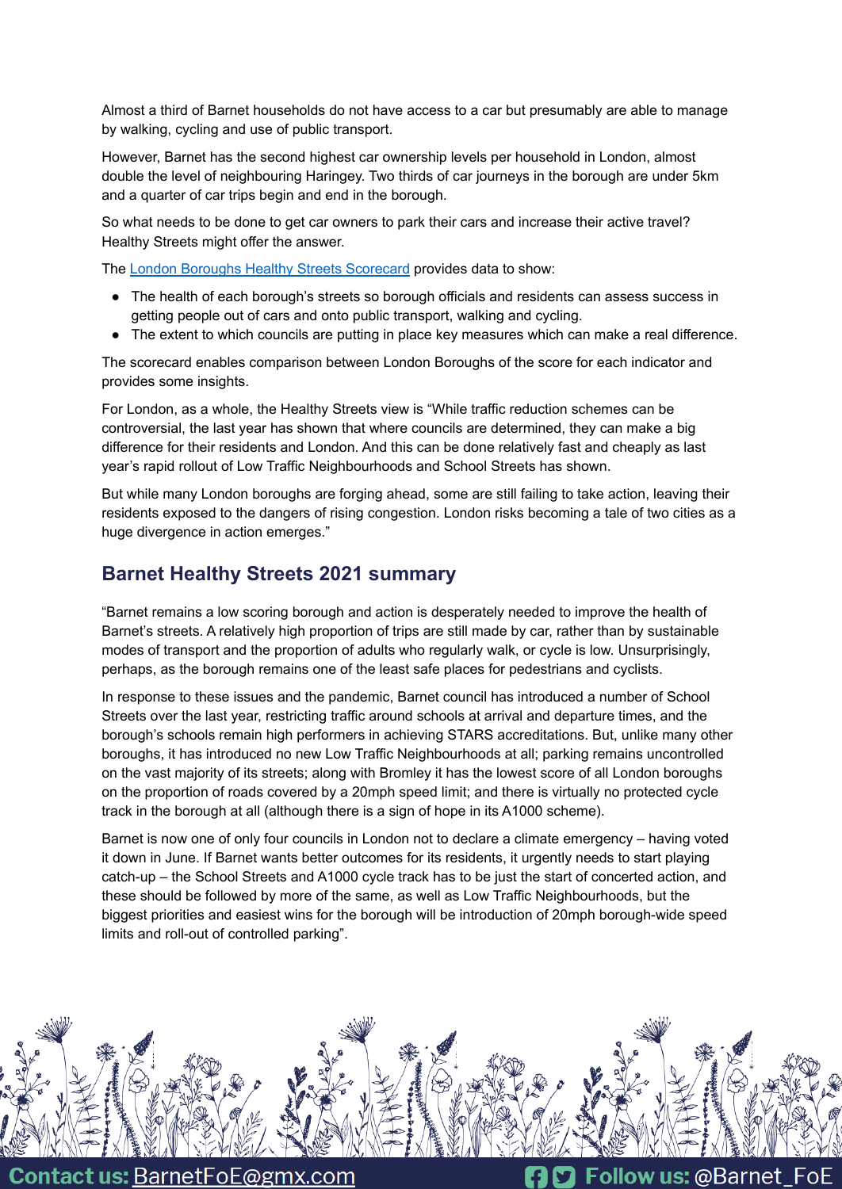Almost a third of Barnet households do not have access to a car but presumably are able to manage by walking, cycling and use of public transport.

However, Barnet has the second highest car ownership levels per household in London, almost double the level of neighbouring Haringey. Two thirds of car journeys in the borough are under 5km and a quarter of car trips begin and end in the borough.

So what needs to be done to get car owners to park their cars and increase their active travel? Healthy Streets might offer the answer.

The [London Boroughs Healthy Streets Scorecard]() provides data to show:

- The health of each borough's streets so borough officials and residents can assess success in getting people out of cars and onto public transport, walking and cycling.
- The extent to which councils are putting in place key measures which can make a real difference.

The scorecard enables comparison between London Boroughs of the score for each indicator and provides some insights.

For London, as a whole, the Healthy Streets view is "While traffic reduction schemes can be controversial, the last year has shown that where councils are determined, they can make a big difference for their residents and London. And this can be done relatively fast and cheaply as last year's rapid rollout of Low Traffic Neighbourhoods and School Streets has shown.

But while many London boroughs are forging ahead, some are still failing to take action, leaving their residents exposed to the dangers of rising congestion. London risks becoming a tale of two cities as a huge divergence in action emerges."

## Barnet Healthy Streets 2021 summary

"Barnet remains a low scoring borough and action is desperately needed to improve the health of Barnet's streets. A relatively high proportion of trips are still made by car, rather than by sustainable modes of transport and the proportion of adults who regularly walk, or cycle is low. Unsurprisingly, perhaps, as the borough remains one of the least safe places for pedestrians and cyclists.

In response to these issues and the pandemic, Barnet council has introduced a number of School Streets over the last year, restricting traffic around schools at arrival and departure times, and the borough's schools remain high performers in achieving STARS accreditations. But, unlike many other boroughs, it has introduced no new Low Traffic Neighbourhoods at all; parking remains uncontrolled on the vast majority of its streets; along with Bromley it has the lowest score of all London boroughs on the proportion of roads covered by a 20mph speed limit; and there is virtually no protected cycle track in the borough at all (although there is a sign of hope in its A1000 scheme).

Barnet is now one of only four councils in London not to declare a climate emergency – having voted it down in June. If Barnet wants better outcomes for its residents, it urgently needs to start playing catch-up – the School Streets and A1000 cycle track has to be just the start of concerted action, and these should be followed by more of the same, as well as Low Traffic Neighbourhoods, but the biggest priorities and easiest wins for the borough will be introduction of 20mph borough-wide speed limits and roll-out of controlled parking".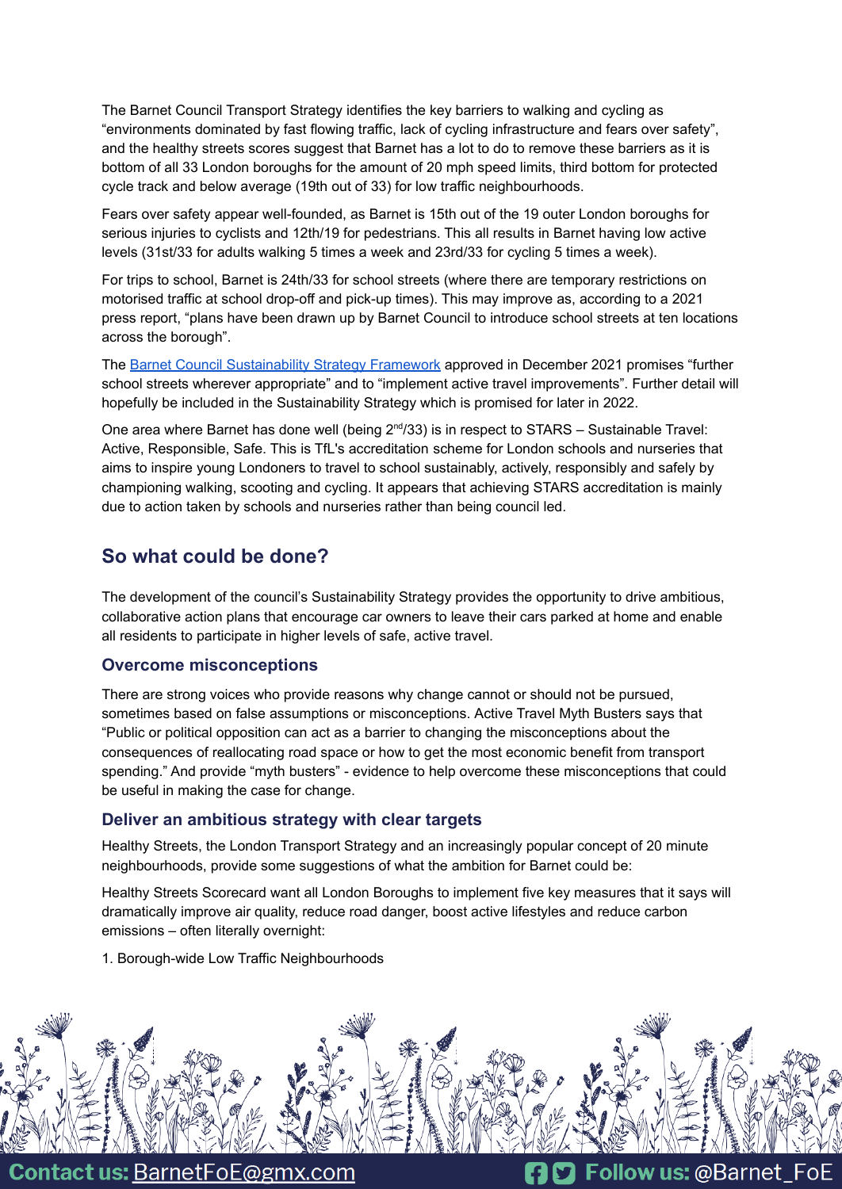The Barnet Council Transport Strategy identifies the key barriers to walking and cycling as "environments dominated by fast flowing traffic, lack of cycling infrastructure and fears over safety", and the healthy streets scores suggest that Barnet has a lot to do to remove these barriers as it is bottom of all 33 London boroughs for the amount of 20 mph speed limits, third bottom for protected cycle track and below average (19th out of 33) for low traffic neighbourhoods.

Fears over safety appear well-founded, as Barnet is 15th out of the 19 outer London boroughs for serious injuries to cyclists and 12th/19 for pedestrians. This all results in Barnet having low active levels (31st/33 for adults walking 5 times a week and 23rd/33 for cycling 5 times a week).

For trips to school, Barnet is 24th/33 for school streets (where there are temporary restrictions on motorised traffic at school drop-off and pick-up times). This may improve as, according to a 2021 press report, "plans have been drawn up by Barnet Council to introduce school streets at ten locations across the borough".

The Barnet Council Sustainability Strategy Framework approved in December 2021 promises "further school streets wherever appropriate" and to "implement active travel improvements". Further detail will hopefully be included in the Sustainability Strategy which is promised for later in 2022.

One area where Barnet has done well (being 2nd/33) is in respect to STARS – Sustainable Travel: Active, Responsible, Safe. This is TfL's accreditation scheme for London schools and nurseries that aims to inspire young Londoners to travel to school sustainably, actively, responsibly and safely by championing walking, scooting and cycling. It appears that achieving STARS accreditation is mainly due to action taken by schools and nurseries rather than being council led.

## So what could be done?

The development of the council's Sustainability Strategy provides the opportunity to drive ambitious, collaborative action plans that encourage car owners to leave their cars parked at home and enable all residents to participate in higher levels of safe, active travel.

### Overcome misconceptions

There are strong voices who provide reasons why change cannot or should not be pursued, sometimes based on false assumptions or misconceptions. Active Travel Myth Busters says that "Public or political opposition can act as a barrier to changing the misconceptions about the consequences of reallocating road space or how to get the most economic benefit from transport spending." And provide "myth busters" - evidence to help overcome these misconceptions that could be useful in making the case for change.

### Deliver an ambitious strategy with clear targets

Healthy Streets, the London Transport Strategy and an increasingly popular concept of 20 minute neighbourhoods, provide some suggestions of what the ambition for Barnet could be:

Healthy Streets Scorecard want all London Boroughs to implement five key measures that it says will dramatically improve air quality, reduce road danger, boost active lifestyles and reduce carbon emissions – often literally overnight:

1. Borough-wide Low Traffic Neighbourhoods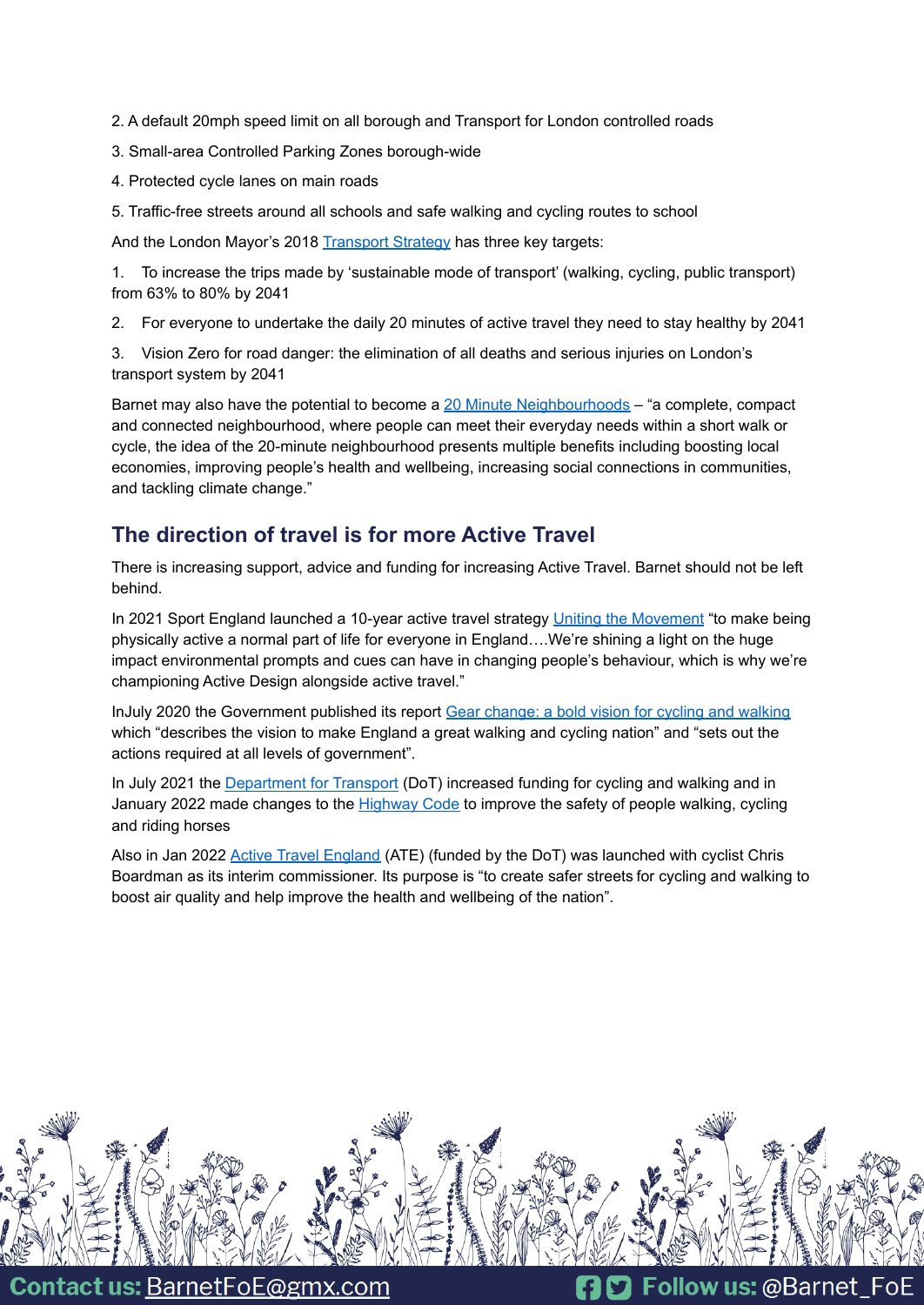2. A default 20mph speed limit on all borough and Transport for London controlled roads

3. Small-area Controlled Parking Zones borough-wide

4. Protected cycle lanes on main roads

5. Traffic-free streets around all schools and safe walking and cycling routes to school

And the London Mayor's 2018 Transport Strategy has three key targets:

1. To increase the trips made by 'sustainable mode of transport' (walking, cycling, public transport) from 63% to 80% by 2041

2. For everyone to undertake the daily 20 minutes of active travel they need to stay healthy by 2041

3. Vision Zero for road danger: the elimination of all deaths and serious injuries on London's transport system by 2041

Barnet may also have the potential to become a 20 Minute Neighbourhoods – "a complete, compact and connected neighbourhood, where people can meet their everyday needs within a short walk or cycle, the idea of the 20-minute neighbourhood presents multiple benefits including boosting local economies, improving people's health and wellbeing, increasing social connections in communities, and tackling climate change."

## The direction of travel is for more Active Travel

There is increasing support, advice and funding for increasing Active Travel. Barnet should not be left behind.

In 2021 Sport England launched a 10-year active travel strategy Uniting the Movement "to make being physically active a normal part of life for everyone in England….We're shining a light on the huge impact environmental prompts and cues can have in changing people's behaviour, which is why we're championing Active Design alongside active travel."

InJuly 2020 the Government published its report Gear change: a bold vision for cycling and walking which "describes the vision to make England a great walking and cycling nation" and "sets out the actions required at all levels of government".

In July 2021 the Department for Transport (DoT) increased funding for cycling and walking and in January 2022 made changes to the Highway Code to improve the safety of people walking, cycling and riding horses

Also in Jan 2022 Active Travel England (ATE) (funded by the DoT) was launched with cyclist Chris Boardman as its interim commissioner. Its purpose is "to create safer streets for cycling and walking to boost air quality and help improve the health and wellbeing of the nation".

**Contact us:** BarnetFoE@gmx.com **Follow us:** @Barnet_FoE